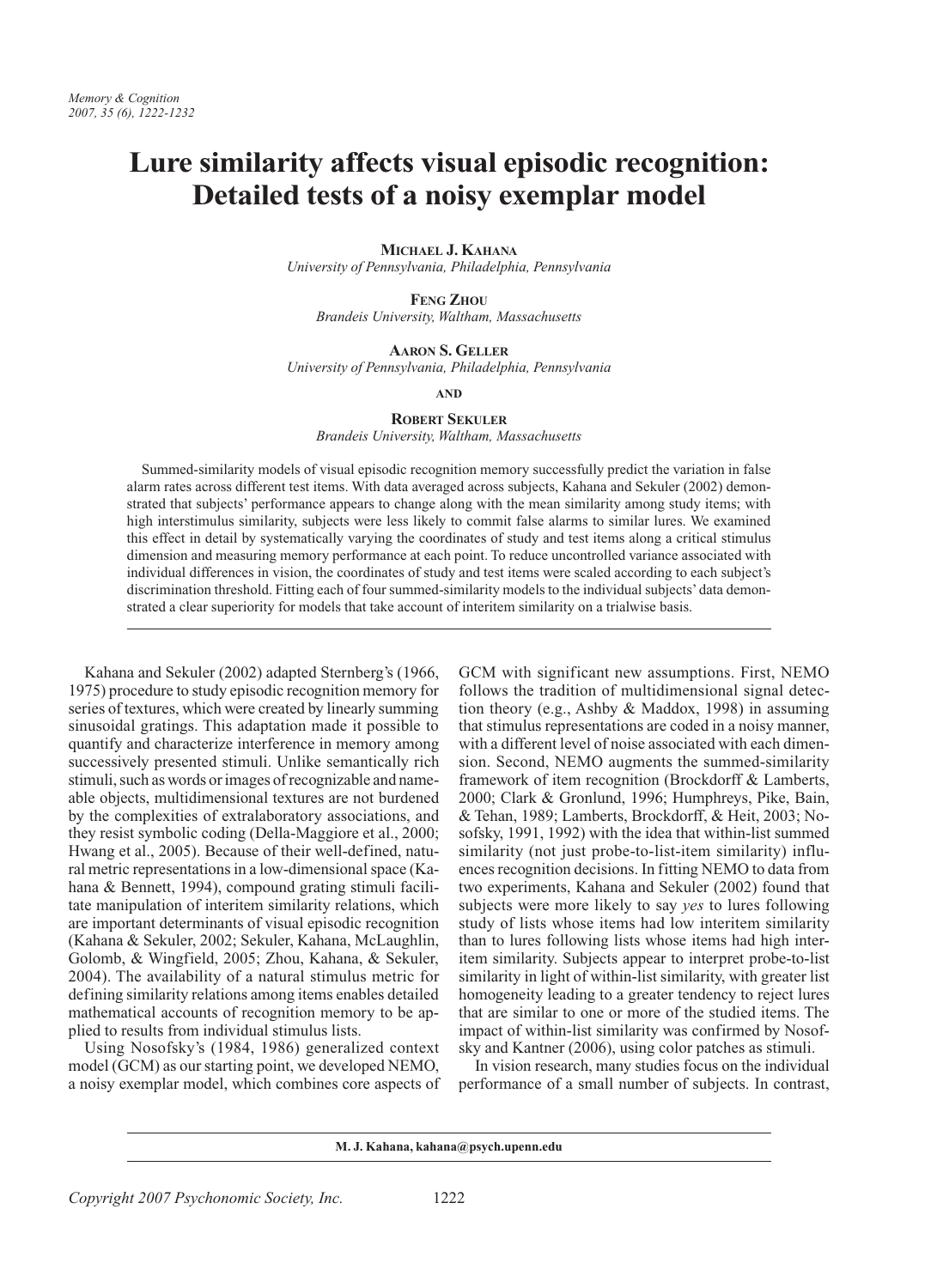# Lure similarity affects visual episodic recognition: Detailed tests of a noisy exemplar model

**MICHAEL J. KAHANA**
*University of Pennsylvania, Philadelphia, Pennsylvania*

**FENG ZHOU**
*Brandeis University, Waltham, Massachusetts*

**AARON S. GELLER**
*University of Pennsylvania, Philadelphia, Pennsylvania*

**AND**

**ROBERT SEKULER**
*Brandeis University, Waltham, Massachusetts*

Summed-similarity models of visual episodic recognition memory successfully predict the variation in false alarm rates across different test items. With data averaged across subjects, Kahana and Sekuler (2002) demonstrated that subjects' performance appears to change along with the mean similarity among study items; with high interstimulus similarity, subjects were less likely to commit false alarms to similar lures. We examined this effect in detail by systematically varying the coordinates of study and test items along a critical stimulus dimension and measuring memory performance at each point. To reduce uncontrolled variance associated with individual differences in vision, the coordinates of study and test items were scaled according to each subject's discrimination threshold. Fitting each of four summed-similarity models to the individual subjects' data demonstrated a clear superiority for models that take account of interitem similarity on a trialwise basis.

---

Kahana and Sekuler (2002) adapted Sternberg's (1966, 1975) procedure to study episodic recognition memory for series of textures, which were created by linearly summing sinusoidal gratings. This adaptation made it possible to quantify and characterize interference in memory among successively presented stimuli. Unlike semantically rich stimuli, such as words or images of recognizable and nameable objects, multidimensional textures are not burdened by the complexities of extralaboratory associations, and they resist symbolic coding (Della-Maggiore et al., 2000; Hwang et al., 2005). Because of their well-defined, natural metric representations in a low-dimensional space (Kahana & Bennett, 1994), compound grating stimuli facilitate manipulation of interitem similarity relations, which are important determinants of visual episodic recognition (Kahana & Sekuler, 2002; Sekuler, Kahana, McLaughlin, Golomb, & Wingfield, 2005; Zhou, Kahana, & Sekuler, 2004). The availability of a natural stimulus metric for defining similarity relations among items enables detailed mathematical accounts of recognition memory to be applied to results from individual stimulus lists.

Using Nosofsky's (1984, 1986) generalized context model (GCM) as our starting point, we developed NEMO, a noisy exemplar model, which combines core aspects of GCM with significant new assumptions. First, NEMO follows the tradition of multidimensional signal detection theory (e.g., Ashby & Maddox, 1998) in assuming that stimulus representations are coded in a noisy manner, with a different level of noise associated with each dimension. Second, NEMO augments the summed-similarity framework of item recognition (Brockdorff & Lamberts, 2000; Clark & Gronlund, 1996; Humphreys, Pike, Bain, & Tehan, 1989; Lamberts, Brockdorff, & Heit, 2003; Nosofsky, 1991, 1992) with the idea that within-list summed similarity (not just probe-to-list-item similarity) influences recognition decisions. In fitting NEMO to data from two experiments, Kahana and Sekuler (2002) found that subjects were more likely to say *yes* to lures following study of lists whose items had low interitem similarity than to lures following lists whose items had high interitem similarity. Subjects appear to interpret probe-to-list similarity in light of within-list similarity, with greater list homogeneity leading to a greater tendency to reject lures that are similar to one or more of the studied items. The impact of within-list similarity was confirmed by Nosofsky and Kantner (2006), using color patches as stimuli.

In vision research, many studies focus on the individual performance of a small number of subjects. In contrast,

---

**M. J. Kahana, kahana@psych.upenn.edu**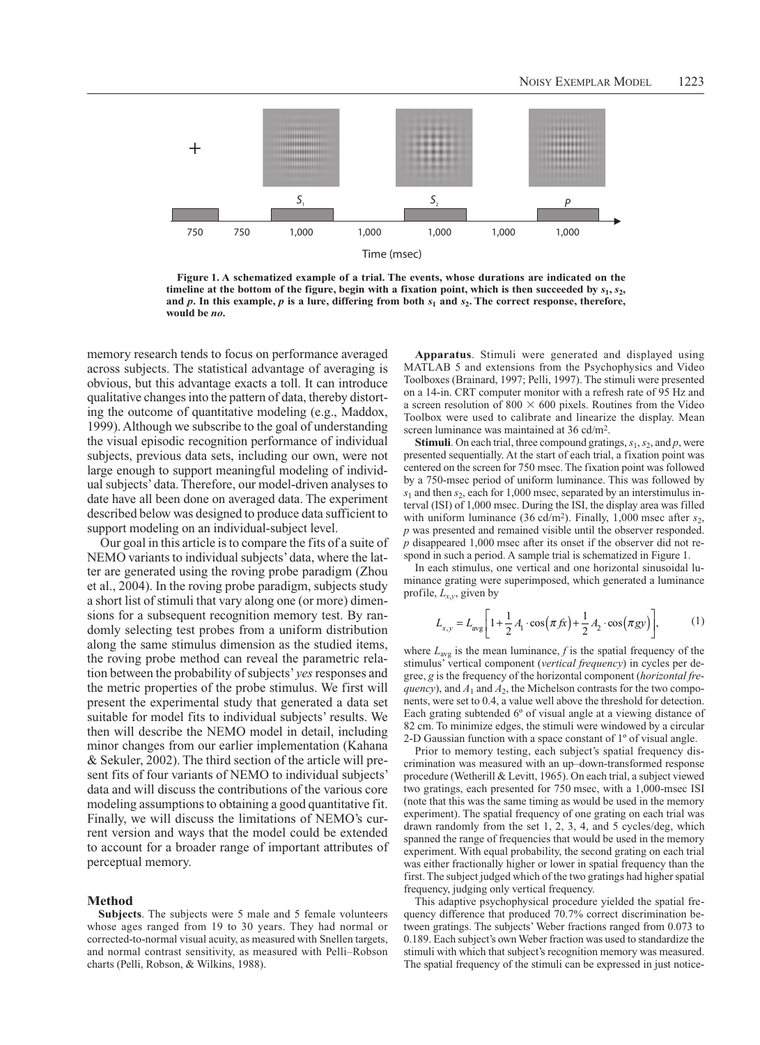Figure 1. A schematized example of a trial. The events, whose durations are indicated on the timeline at the bottom of the figure, begin with a fixation point, which is then succeeded by $s_1$, $s_2$, and $p$. In this example, $p$ is a lure, differing from both $s_1$ and $s_2$. The correct response, therefore, would be *no*.

memory research tends to focus on performance averaged across subjects. The statistical advantage of averaging is obvious, but this advantage exacts a toll. It can introduce qualitative changes into the pattern of data, thereby distorting the outcome of quantitative modeling (e.g., Maddox, 1999). Although we subscribe to the goal of understanding the visual episodic recognition performance of individual subjects, previous data sets, including our own, were not large enough to support meaningful modeling of individual subjects' data. Therefore, our model-driven analyses to date have all been done on averaged data. The experiment described below was designed to produce data sufficient to support modeling on an individual-subject level.

Our goal in this article is to compare the fits of a suite of NEMO variants to individual subjects' data, where the latter are generated using the roving probe paradigm (Zhou et al., 2004). In the roving probe paradigm, subjects study a short list of stimuli that vary along one (or more) dimensions for a subsequent recognition memory test. By randomly selecting test probes from a uniform distribution along the same stimulus dimension as the studied items, the roving probe method can reveal the parametric relation between the probability of subjects' *yes* responses and the metric properties of the probe stimulus. We first will present the experimental study that generated a data set suitable for model fits to individual subjects' results. We then will describe the NEMO model in detail, including minor changes from our earlier implementation (Kahana & Sekuler, 2002). The third section of the article will present fits of four variants of NEMO to individual subjects' data and will discuss the contributions of the various core modeling assumptions to obtaining a good quantitative fit. Finally, we will discuss the limitations of NEMO's current version and ways that the model could be extended to account for a broader range of important attributes of perceptual memory.

## Method

**Subjects**. The subjects were 5 male and 5 female volunteers whose ages ranged from 19 to 30 years. They had normal or corrected-to-normal visual acuity, as measured with Snellen targets, and normal contrast sensitivity, as measured with Pelli–Robson charts (Pelli, Robson, & Wilkins, 1988).

**Apparatus**. Stimuli were generated and displayed using MATLAB 5 and extensions from the Psychophysics and Video Toolboxes (Brainard, 1997; Pelli, 1997). The stimuli were presented on a 14-in. CRT computer monitor with a refresh rate of 95 Hz and a screen resolution of $800 \times 600$ pixels. Routines from the Video Toolbox were used to calibrate and linearize the display. Mean screen luminance was maintained at 36 cd/m$^2$.

**Stimuli**. On each trial, three compound gratings, $s_1$, $s_2$, and $p$, were presented sequentially. At the start of each trial, a fixation point was centered on the screen for 750 msec. The fixation point was followed by a 750-msec period of uniform luminance. This was followed by $s_1$ and then $s_2$, each for 1,000 msec, separated by an interstimulus interval (ISI) of 1,000 msec. During the ISI, the display area was filled with uniform luminance (36 cd/m$^2$). Finally, 1,000 msec after $s_2$, $p$ was presented and remained visible until the observer responded. $p$ disappeared 1,000 msec after its onset if the observer did not respond in such a period. A sample trial is schematized in Figure 1.

In each stimulus, one vertical and one horizontal sinusoidal luminance grating were superimposed, which generated a luminance profile, $L_{x,y}$, given by

$$L_{x,y} = L_{\text{avg}}\left[1 + \frac{1}{2}A_1 \cdot \cos(\pi fx) + \frac{1}{2}A_2 \cdot \cos(\pi gy)\right], \tag{1}$$

where $L_{\text{avg}}$ is the mean luminance, $f$ is the spatial frequency of the stimulus' vertical component (*vertical frequency*) in cycles per degree, $g$ is the frequency of the horizontal component (*horizontal frequency*), and $A_1$ and $A_2$, the Michelson contrasts for the two components, were set to 0.4, a value well above the threshold for detection. Each grating subtended 6º of visual angle at a viewing distance of 82 cm. To minimize edges, the stimuli were windowed by a circular 2-D Gaussian function with a space constant of 1º of visual angle.

Prior to memory testing, each subject's spatial frequency discrimination was measured with an up–down-transformed response procedure (Wetherill & Levitt, 1965). On each trial, a subject viewed two gratings, each presented for 750 msec, with a 1,000-msec ISI (note that this was the same timing as would be used in the memory experiment). The spatial frequency of one grating on each trial was drawn randomly from the set 1, 2, 3, 4, and 5 cycles/deg, which spanned the range of frequencies that would be used in the memory experiment. With equal probability, the second grating on each trial was either fractionally higher or lower in spatial frequency than the first. The subject judged which of the two gratings had higher spatial frequency, judging only vertical frequency.

This adaptive psychophysical procedure yielded the spatial frequency difference that produced 70.7% correct discrimination between gratings. The subjects' Weber fractions ranged from 0.073 to 0.189. Each subject's own Weber fraction was used to standardize the stimuli with which that subject's recognition memory was measured. The spatial frequency of the stimuli can be expressed in just notice-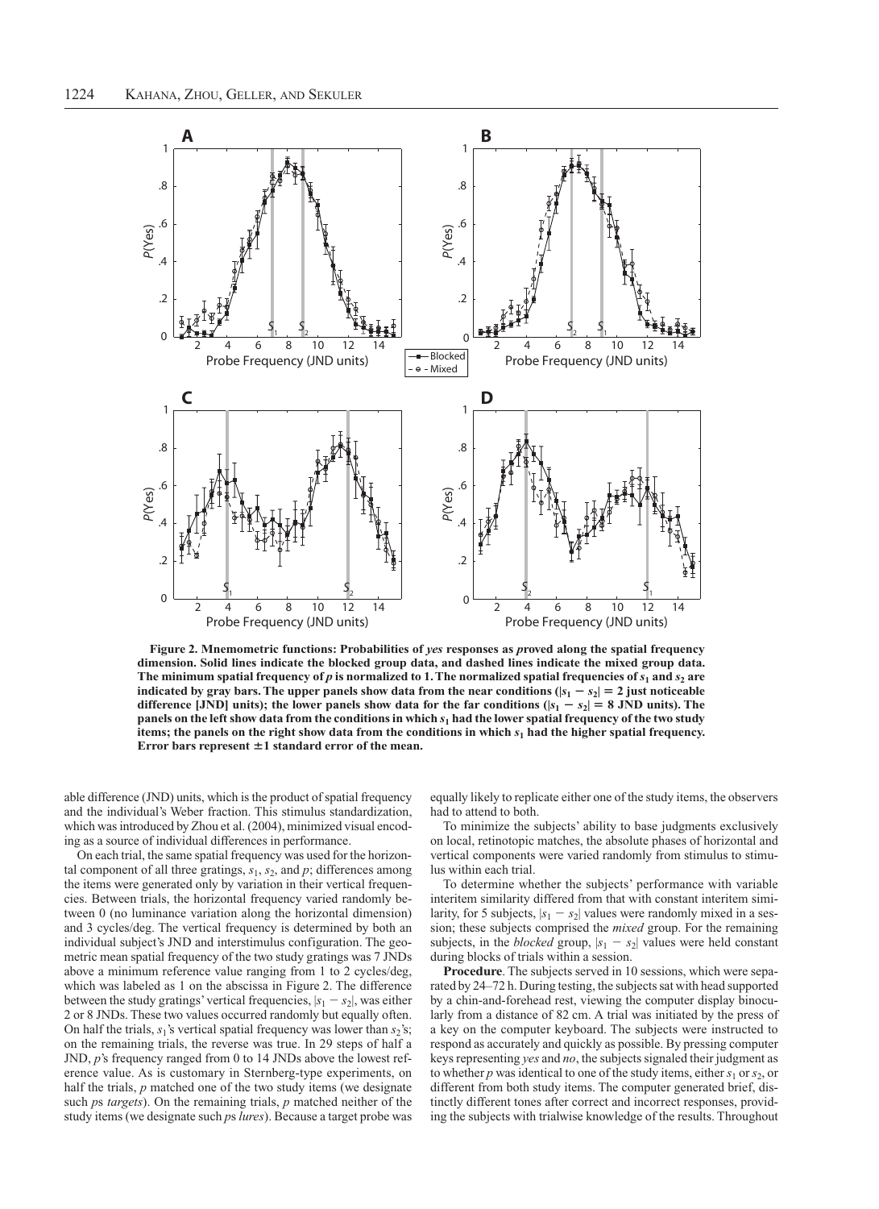**Figure 2. Mnemometric functions: Probabilities of *yes* responses as *p*roved along the spatial frequency dimension. Solid lines indicate the blocked group data, and dashed lines indicate the mixed group data. The minimum spatial frequency of *p* is normalized to 1. The normalized spatial frequencies of $s_1$ and $s_2$ are indicated by gray bars. The upper panels show data from the near conditions ($|s_1 - s_2| = 2$ just noticeable difference [JND] units); the lower panels show data for the far conditions ($|s_1 - s_2| = 8$ JND units). The panels on the left show data from the conditions in which $s_1$ had the lower spatial frequency of the two study items; the panels on the right show data from the conditions in which $s_1$ had the higher spatial frequency. Error bars represent ±1 standard error of the mean.**

able difference (JND) units, which is the product of spatial frequency and the individual's Weber fraction. This stimulus standardization, which was introduced by Zhou et al. (2004), minimized visual encoding as a source of individual differences in performance.

On each trial, the same spatial frequency was used for the horizontal component of all three gratings, $s_1$, $s_2$, and $p$; differences among the items were generated only by variation in their vertical frequencies. Between trials, the horizontal frequency varied randomly between 0 (no luminance variation along the horizontal dimension) and 3 cycles/deg. The vertical frequency is determined by both an individual subject's JND and interstimulus configuration. The geometric mean spatial frequency of the two study gratings was 7 JNDs above a minimum reference value ranging from 1 to 2 cycles/deg, which was labeled as 1 on the abscissa in Figure 2. The difference between the study gratings' vertical frequencies, $|s_1 - s_2|$, was either 2 or 8 JNDs. These two values occurred randomly but equally often. On half the trials, $s_1$'s vertical spatial frequency was lower than $s_2$'s; on the remaining trials, the reverse was true. In 29 steps of half a JND, $p$'s frequency ranged from 0 to 14 JNDs above the lowest reference value. As is customary in Sternberg-type experiments, on half the trials, $p$ matched one of the two study items (we designate such $p$s *targets*). On the remaining trials, $p$ matched neither of the study items (we designate such $p$s *lures*). Because a target probe was equally likely to replicate either one of the study items, the observers had to attend to both.

To minimize the subjects' ability to base judgments exclusively on local, retinotopic matches, the absolute phases of horizontal and vertical components were varied randomly from stimulus to stimulus within each trial.

To determine whether the subjects' performance with variable interitem similarity differed from that with constant interitem similarity, for 5 subjects, $|s_1 - s_2|$ values were randomly mixed in a session; these subjects comprised the *mixed* group. For the remaining subjects, in the *blocked* group, $|s_1 - s_2|$ values were held constant during blocks of trials within a session.

**Procedure**. The subjects served in 10 sessions, which were separated by 24–72 h. During testing, the subjects sat with head supported by a chin-and-forehead rest, viewing the computer display binocularly from a distance of 82 cm. A trial was initiated by the press of a key on the computer keyboard. The subjects were instructed to respond as accurately and quickly as possible. By pressing computer keys representing *yes* and *no*, the subjects signaled their judgment as to whether $p$ was identical to one of the study items, either $s_1$ or $s_2$, or different from both study items. The computer generated brief, distinctly different tones after correct and incorrect responses, providing the subjects with trialwise knowledge of the results. Throughout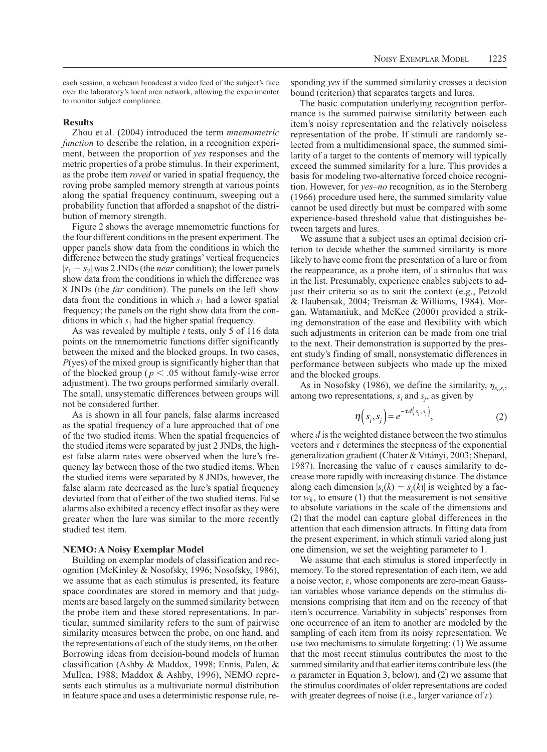each session, a webcam broadcast a video feed of the subject's face over the laboratory's local area network, allowing the experimenter to monitor subject compliance.

### Results

Zhou et al. (2004) introduced the term *mnemometric function* to describe the relation, in a recognition experiment, between the proportion of *yes* responses and the metric properties of a probe stimulus. In their experiment, as the probe item *roved* or varied in spatial frequency, the roving probe sampled memory strength at various points along the spatial frequency continuum, sweeping out a probability function that afforded a snapshot of the distribution of memory strength.

Figure 2 shows the average mnemometric functions for the four different conditions in the present experiment. The upper panels show data from the conditions in which the difference between the study gratings' vertical frequencies $|s_1 - s_2|$ was 2 JNDs (the *near* condition); the lower panels show data from the conditions in which the difference was 8 JNDs (the *far* condition). The panels on the left show data from the conditions in which $s_1$ had a lower spatial frequency; the panels on the right show data from the conditions in which $s_1$ had the higher spatial frequency.

As was revealed by multiple $t$ tests, only 5 of 116 data points on the mnemometric functions differ significantly between the mixed and the blocked groups. In two cases, $P$(yes) of the mixed group is significantly higher than that of the blocked group ($p < .05$ without family-wise error adjustment). The two groups performed similarly overall. The small, unsystematic differences between groups will not be considered further.

As is shown in all four panels, false alarms increased as the spatial frequency of a lure approached that of one of the two studied items. When the spatial frequencies of the studied items were separated by just 2 JNDs, the highest false alarm rates were observed when the lure's frequency lay between those of the two studied items. When the studied items were separated by 8 JNDs, however, the false alarm rate decreased as the lure's spatial frequency deviated from that of either of the two studied items. False alarms also exhibited a recency effect insofar as they were greater when the lure was similar to the more recently studied test item.

### NEMO: A Noisy Exemplar Model

Building on exemplar models of classification and recognition (McKinley & Nosofsky, 1996; Nosofsky, 1986), we assume that as each stimulus is presented, its feature space coordinates are stored in memory and that judgments are based largely on the summed similarity between the probe item and these stored representations. In particular, summed similarity refers to the sum of pairwise similarity measures between the probe, on one hand, and the representations of each of the study items, on the other. Borrowing ideas from decision-bound models of human classification (Ashby & Maddox, 1998; Ennis, Palen, & Mullen, 1988; Maddox & Ashby, 1996), NEMO represents each stimulus as a multivariate normal distribution in feature space and uses a deterministic response rule, responding *yes* if the summed similarity crosses a decision bound (criterion) that separates targets and lures.

The basic computation underlying recognition performance is the summed pairwise similarity between each item's noisy representation and the relatively noiseless representation of the probe. If stimuli are randomly selected from a multidimensional space, the summed similarity of a target to the contents of memory will typically exceed the summed similarity for a lure. This provides a basis for modeling two-alternative forced choice recognition. However, for *yes–no* recognition, as in the Sternberg (1966) procedure used here, the summed similarity value cannot be used directly but must be compared with some experience-based threshold value that distinguishes between targets and lures.

We assume that a subject uses an optimal decision criterion to decide whether the summed similarity is more likely to have come from the presentation of a lure or from the reappearance, as a probe item, of a stimulus that was in the list. Presumably, experience enables subjects to adjust their criteria so as to suit the context (e.g., Petzold & Haubensak, 2004; Treisman & Williams, 1984). Morgan, Watamaniuk, and McKee (2000) provided a striking demonstration of the ease and flexibility with which such adjustments in criterion can be made from one trial to the next. Their demonstration is supported by the present study's finding of small, nonsystematic differences in performance between subjects who made up the mixed and the blocked groups.

As in Nosofsky (1986), we define the similarity, $\eta_{s_i,s_j}$, among two representations, $s_i$ and $s_j$, as given by

$$\eta\left(s_i, s_j\right) = e^{-\tau d\left(s_i, s_j\right)}, \tag{2}$$

where $d$ is the weighted distance between the two stimulus vectors and $\tau$ determines the steepness of the exponential generalization gradient (Chater & Vitányi, 2003; Shepard, 1987). Increasing the value of $\tau$ causes similarity to decrease more rapidly with increasing distance. The distance along each dimension $|s_i(k) - s_j(k)|$ is weighted by a factor $w_k$, to ensure (1) that the measurement is not sensitive to absolute variations in the scale of the dimensions and (2) that the model can capture global differences in the attention that each dimension attracts. In fitting data from the present experiment, in which stimuli varied along just one dimension, we set the weighting parameter to 1.

We assume that each stimulus is stored imperfectly in memory. To the stored representation of each item, we add a noise vector, $\varepsilon$, whose components are zero-mean Gaussian variables whose variance depends on the stimulus dimensions comprising that item and on the recency of that item's occurrence. Variability in subjects' responses from one occurrence of an item to another are modeled by the sampling of each item from its noisy representation. We use two mechanisms to simulate forgetting: (1) We assume that the most recent stimulus contributes the most to the summed similarity and that earlier items contribute less (the $\alpha$ parameter in Equation 3, below), and (2) we assume that the stimulus coordinates of older representations are coded with greater degrees of noise (i.e., larger variance of $\varepsilon$).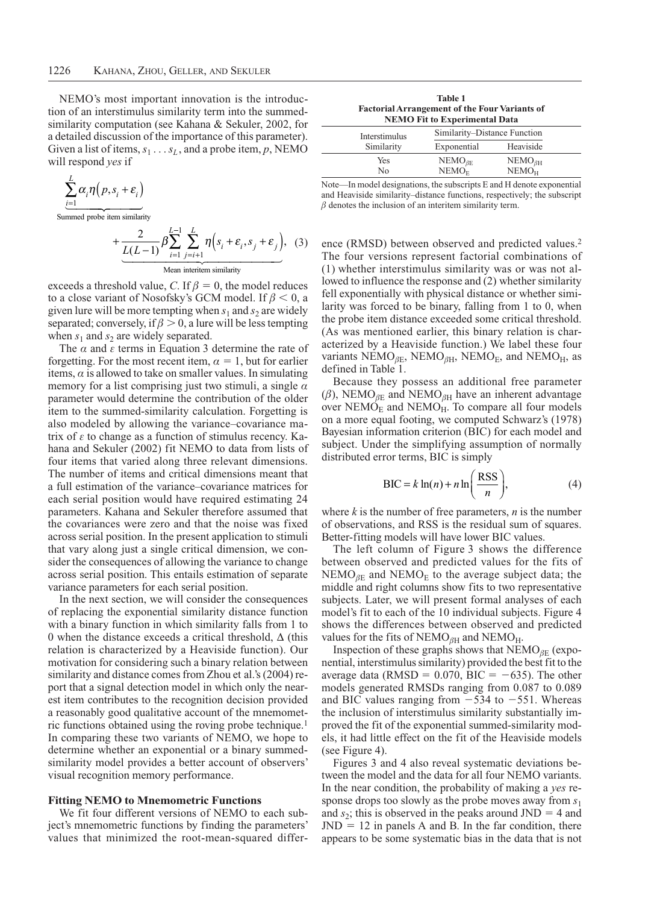NEMO's most important innovation is the introduction of an interstimulus similarity term into the summed-similarity computation (see Kahana & Sekuler, 2002, for a detailed discussion of the importance of this parameter). Given a list of items, $s_1 \ldots s_L$, and a probe item, $p$, NEMO will respond *yes* if

$$\underbrace{\sum_{i=1}^{L} \alpha_i \eta\left(p, s_i + \varepsilon_i\right)}_{\text{Summed probe item similarity}} + \underbrace{\frac{2}{L(L-1)} \beta \sum_{i=1}^{L-1} \sum_{j=i+1}^{L} \eta\left(s_i + \varepsilon_i, s_j + \varepsilon_j\right)}_{\text{Mean interitem similarity}}, \quad (3)$$

exceeds a threshold value, $C$. If $\beta = 0$, the model reduces to a close variant of Nosofsky's GCM model. If $\beta < 0$, a given lure will be more tempting when $s_1$ and $s_2$ are widely separated; conversely, if $\beta > 0$, a lure will be less tempting when $s_1$ and $s_2$ are widely separated.

The $\alpha$ and $\varepsilon$ terms in Equation 3 determine the rate of forgetting. For the most recent item, $\alpha = 1$, but for earlier items, $\alpha$ is allowed to take on smaller values. In simulating memory for a list comprising just two stimuli, a single $\alpha$ parameter would determine the contribution of the older item to the summed-similarity calculation. Forgetting is also modeled by allowing the variance–covariance matrix of $\varepsilon$ to change as a function of stimulus recency. Kahana and Sekuler (2002) fit NEMO to data from lists of four items that varied along three relevant dimensions. The number of items and critical dimensions meant that a full estimation of the variance–covariance matrices for each serial position would have required estimating 24 parameters. Kahana and Sekuler therefore assumed that the covariances were zero and that the noise was fixed across serial position. In the present application to stimuli that vary along just a single critical dimension, we consider the consequences of allowing the variance to change across serial position. This entails estimation of separate variance parameters for each serial position.

In the next section, we will consider the consequences of replacing the exponential similarity distance function with a binary function in which similarity falls from 1 to 0 when the distance exceeds a critical threshold, $\Delta$ (this relation is characterized by a Heaviside function). Our motivation for considering such a binary relation between similarity and distance comes from Zhou et al.'s (2004) report that a signal detection model in which only the nearest item contributes to the recognition decision provided a reasonably good qualitative account of the mnemometric functions obtained using the roving probe technique.[1] In comparing these two variants of NEMO, we hope to determine whether an exponential or a binary summed-similarity model provides a better account of observers' visual recognition memory performance.

### Fitting NEMO to Mnemometric Functions

We fit four different versions of NEMO to each subject's mnemometric functions by finding the parameters' values that minimized the root-mean-squared difference (RMSD) between observed and predicted values.[2] The four versions represent factorial combinations of (1) whether interstimulus similarity was or was not allowed to influence the response and (2) whether similarity fell exponentially with physical distance or whether similarity was forced to be binary, falling from 1 to 0, when the probe item distance exceeded some critical threshold. (As was mentioned earlier, this binary relation is characterized by a Heaviside function.) We label these four variants $\text{NEMO}_{\beta\text{E}}$, $\text{NEMO}_{\beta\text{H}}$, $\text{NEMO}_{\text{E}}$, and $\text{NEMO}_{\text{H}}$, as defined in Table 1.

**Table 1**
**Factorial Arrangement of the Four Variants of NEMO Fit to Experimental Data**

| Interstimulus Similarity | Similarity–Distance Function | |
|---|---|---|
| | Exponential | Heaviside |
| Yes | $\text{NEMO}_{\beta\text{E}}$ | $\text{NEMO}_{\beta\text{H}}$ |
| No | $\text{NEMO}_{\text{E}}$ | $\text{NEMO}_{\text{H}}$ |

Note—In model designations, the subscripts E and H denote exponential and Heaviside similarity–distance functions, respectively; the subscript $\beta$ denotes the inclusion of an interitem similarity term.

Because they possess an additional free parameter ($\beta$), $\text{NEMO}_{\beta\text{E}}$ and $\text{NEMO}_{\beta\text{H}}$ have an inherent advantage over $\text{NEMO}_{\text{E}}$ and $\text{NEMO}_{\text{H}}$. To compare all four models on a more equal footing, we computed Schwarz's (1978) Bayesian information criterion (BIC) for each model and subject. Under the simplifying assumption of normally distributed error terms, BIC is simply

$$\text{BIC} = k \ln(n) + n \ln\left(\frac{\text{RSS}}{n}\right), \quad (4)$$

where $k$ is the number of free parameters, $n$ is the number of observations, and RSS is the residual sum of squares. Better-fitting models will have lower BIC values.

The left column of Figure 3 shows the difference between observed and predicted values for the fits of $\text{NEMO}_{\beta\text{E}}$ and $\text{NEMO}_{\text{E}}$ to the average subject data; the middle and right columns show fits to two representative subjects. Later, we will present formal analyses of each model's fit to each of the 10 individual subjects. Figure 4 shows the differences between observed and predicted values for the fits of $\text{NEMO}_{\beta\text{H}}$ and $\text{NEMO}_{\text{H}}$.

Inspection of these graphs shows that $\text{NEMO}_{\beta\text{E}}$ (exponential, interstimulus similarity) provided the best fit to the average data (RMSD = 0.070, BIC = −635). The other models generated RMSDs ranging from 0.087 to 0.089 and BIC values ranging from −534 to −551. Whereas the inclusion of interstimulus similarity substantially improved the fit of the exponential summed-similarity models, it had little effect on the fit of the Heaviside models (see Figure 4).

Figures 3 and 4 also reveal systematic deviations between the model and the data for all four NEMO variants. In the near condition, the probability of making a *yes* response drops too slowly as the probe moves away from $s_1$ and $s_2$; this is observed in the peaks around JND = 4 and JND = 12 in panels A and B. In the far condition, there appears to be some systematic bias in the data that is not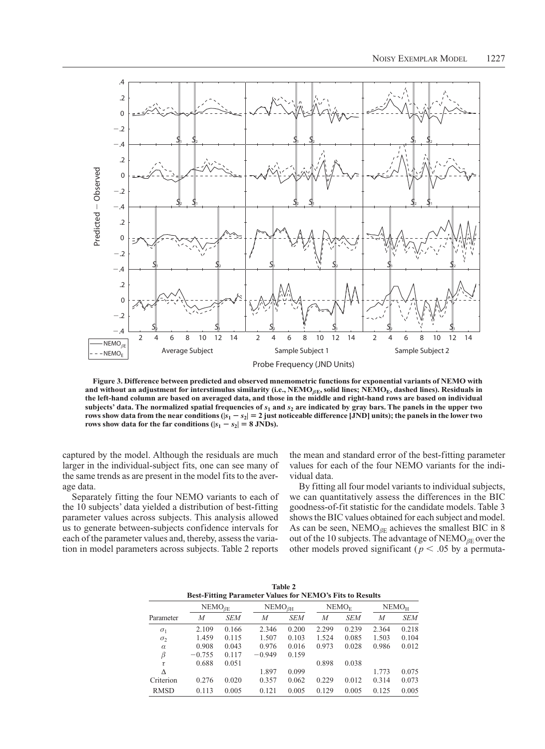**Figure 3. Difference between predicted and observed mnemometric functions for exponential variants of NEMO with and without an adjustment for interstimulus similarity (i.e., NEMO$_{\beta E}$, solid lines; NEMO$_E$, dashed lines). Residuals in the left-hand column are based on averaged data, and those in the middle and right-hand rows are based on individual subjects' data. The normalized spatial frequencies of $s_1$ and $s_2$ are indicated by gray bars. The panels in the upper two rows show data from the near conditions ($|s_1 - s_2| = 2$ just noticeable difference [JND] units); the panels in the lower two rows show data for the far conditions ($|s_1 - s_2| = 8$ JNDs).**

captured by the model. Although the residuals are much larger in the individual-subject fits, one can see many of the same trends as are present in the model fits to the average data.

Separately fitting the four NEMO variants to each of the 10 subjects' data yielded a distribution of best-fitting parameter values across subjects. This analysis allowed us to generate between-subjects confidence intervals for each of the parameter values and, thereby, assess the variation in model parameters across subjects. Table 2 reports the mean and standard error of the best-fitting parameter values for each of the four NEMO variants for the individual data.

By fitting all four model variants to individual subjects, we can quantitatively assess the differences in the BIC goodness-of-fit statistic for the candidate models. Table 3 shows the BIC values obtained for each subject and model. As can be seen, NEMO$_{\beta E}$ achieves the smallest BIC in 8 out of the 10 subjects. The advantage of NEMO$_{\beta E}$ over the other models proved significant ($p < .05$ by a permuta-

**Table 2**
**Best-Fitting Parameter Values for NEMO's Fits to Results**

| Parameter | NEMO$_{\beta E}$ | | NEMO$_{\beta H}$ | | NEMO$_E$ | | NEMO$_H$ | |
|---|---|---|---|---|---|---|---|---|
| | *M* | *SEM* | *M* | *SEM* | *M* | *SEM* | *M* | *SEM* |
| $\sigma_1$ | 2.109 | 0.166 | 2.346 | 0.200 | 2.299 | 0.239 | 2.364 | 0.218 |
| $\sigma_2$ | 1.459 | 0.115 | 1.507 | 0.103 | 1.524 | 0.085 | 1.503 | 0.104 |
| $\alpha$ | 0.908 | 0.043 | 0.976 | 0.016 | 0.973 | 0.028 | 0.986 | 0.012 |
| $\beta$ | −0.755 | 0.117 | −0.949 | 0.159 | | | | |
| $\tau$ | 0.688 | 0.051 | | | 0.898 | 0.038 | | |
| $\Delta$ | | | 1.897 | 0.099 | | | 1.773 | 0.075 |
| Criterion | 0.276 | 0.020 | 0.357 | 0.062 | 0.229 | 0.012 | 0.314 | 0.073 |
| RMSD | 0.113 | 0.005 | 0.121 | 0.005 | 0.129 | 0.005 | 0.125 | 0.005 |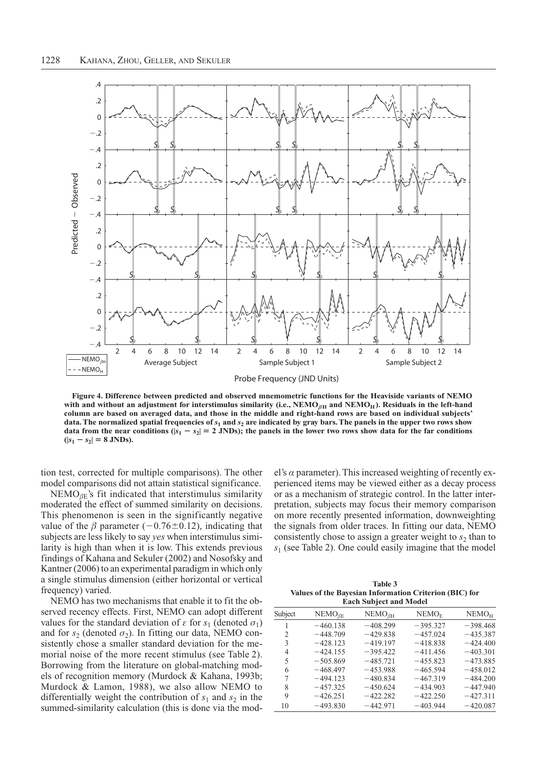**Figure 4. Difference between predicted and observed mnemometric functions for the Heaviside variants of NEMO with and without an adjustment for interstimulus similarity (i.e., NEMO$_{\beta H}$ and NEMO$_{H}$). Residuals in the left-hand column are based on averaged data, and those in the middle and right-hand rows are based on individual subjects' data. The normalized spatial frequencies of $s_1$ and $s_2$ are indicated by gray bars. The panels in the upper two rows show data from the near conditions ($|s_1 - s_2| = 2$ JNDs); the panels in the lower two rows show data for the far conditions ($|s_1 - s_2| = 8$ JNDs).**

tion test, corrected for multiple comparisons). The other model comparisons did not attain statistical significance.

NEMO$_{\beta E}$'s fit indicated that interstimulus similarity moderated the effect of summed similarity on decisions. This phenomenon is seen in the significantly negative value of the $\beta$ parameter ($-0.76 \pm 0.12$), indicating that subjects are less likely to say *yes* when interstimulus similarity is high than when it is low. This extends previous findings of Kahana and Sekuler (2002) and Nosofsky and Kantner (2006) to an experimental paradigm in which only a single stimulus dimension (either horizontal or vertical frequency) varied.

NEMO has two mechanisms that enable it to fit the observed recency effects. First, NEMO can adopt different values for the standard deviation of $\varepsilon$ for $s_1$ (denoted $\sigma_1$) and for $s_2$ (denoted $\sigma_2$). In fitting our data, NEMO consistently chose a smaller standard deviation for the memorial noise of the more recent stimulus (see Table 2). Borrowing from the literature on global-matching models of recognition memory (Murdock & Kahana, 1993b; Murdock & Lamon, 1988), we also allow NEMO to differentially weight the contribution of $s_1$ and $s_2$ in the summed-similarity calculation (this is done via the model's $\alpha$ parameter). This increased weighting of recently experienced items may be viewed either as a decay process or as a mechanism of strategic control. In the latter interpretation, subjects may focus their memory comparison on more recently presented information, downweighting the signals from older traces. In fitting our data, NEMO consistently chose to assign a greater weight to $s_2$ than to $s_1$ (see Table 2). One could easily imagine that the model

**Table 3**
**Values of the Bayesian Information Criterion (BIC) for Each Subject and Model**

| Subject | NEMO$_{\beta E}$ | NEMO$_{\beta H}$ | NEMO$_{E}$ | NEMO$_{H}$ |
|---|---|---|---|---|
| 1 | −460.138 | −408.299 | −395.327 | −398.468 |
| 2 | −448.709 | −429.838 | −457.024 | −435.387 |
| 3 | −428.123 | −419.197 | −418.838 | −424.400 |
| 4 | −424.155 | −395.422 | −411.456 | −403.301 |
| 5 | −505.869 | −485.721 | −455.823 | −473.885 |
| 6 | −468.497 | −453.988 | −465.594 | −458.012 |
| 7 | −494.123 | −480.834 | −467.319 | −484.200 |
| 8 | −457.325 | −450.624 | −434.903 | −447.940 |
| 9 | −426.251 | −422.282 | −422.250 | −427.311 |
| 10 | −493.830 | −442.971 | −403.944 | −420.087 |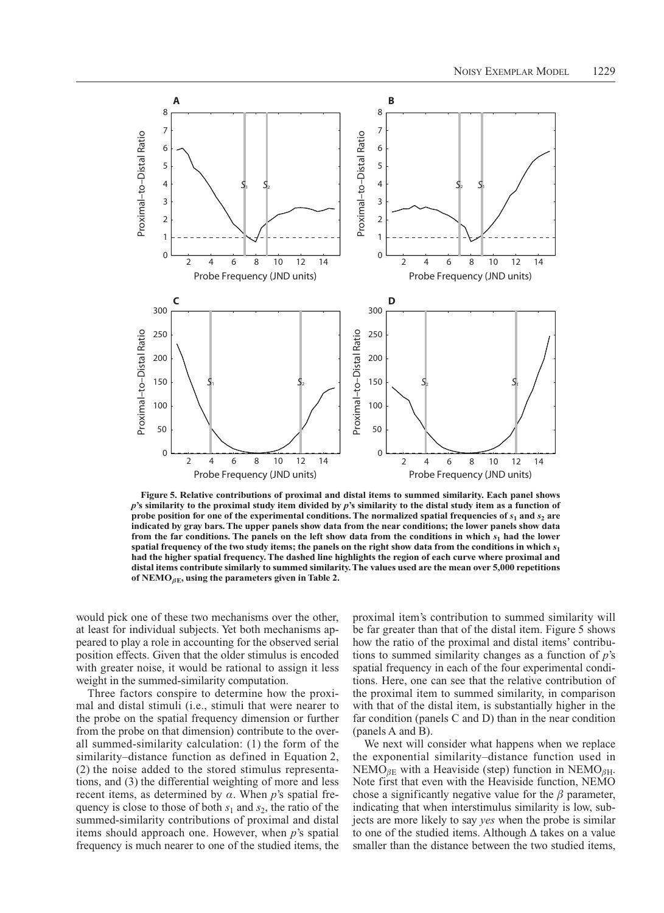**Figure 5. Relative contributions of proximal and distal items to summed similarity. Each panel shows *p*'s similarity to the proximal study item divided by *p*'s similarity to the distal study item as a function of probe position for one of the experimental conditions. The normalized spatial frequencies of $s_1$ and $s_2$ are indicated by gray bars. The upper panels show data from the near conditions; the lower panels show data from the far conditions. The panels on the left show data from the conditions in which $s_1$ had the lower spatial frequency of the two study items; the panels on the right show data from the conditions in which $s_1$ had the higher spatial frequency. The dashed line highlights the region of each curve where proximal and distal items contribute similarly to summed similarity. The values used are the mean over 5,000 repetitions of NEMO$_{\beta E}$, using the parameters given in Table 2.**

would pick one of these two mechanisms over the other, at least for individual subjects. Yet both mechanisms appeared to play a role in accounting for the observed serial position effects. Given that the older stimulus is encoded with greater noise, it would be rational to assign it less weight in the summed-similarity computation.

Three factors conspire to determine how the proximal and distal stimuli (i.e., stimuli that were nearer to the probe on the spatial frequency dimension or further from the probe on that dimension) contribute to the overall summed-similarity calculation: (1) the form of the similarity–distance function as defined in Equation 2, (2) the noise added to the stored stimulus representations, and (3) the differential weighting of more and less recent items, as determined by $\alpha$. When *p*'s spatial frequency is close to those of both $s_1$ and $s_2$, the ratio of the summed-similarity contributions of proximal and distal items should approach one. However, when *p*'s spatial frequency is much nearer to one of the studied items, the proximal item's contribution to summed similarity will be far greater than that of the distal item. Figure 5 shows how the ratio of the proximal and distal items' contributions to summed similarity changes as a function of *p*'s spatial frequency in each of the four experimental conditions. Here, one can see that the relative contribution of the proximal item to summed similarity, in comparison with that of the distal item, is substantially higher in the far condition (panels C and D) than in the near condition (panels A and B).

We next will consider what happens when we replace the exponential similarity–distance function used in NEMO$_{\beta E}$ with a Heaviside (step) function in NEMO$_{\beta H}$. Note first that even with the Heaviside function, NEMO chose a significantly negative value for the $\beta$ parameter, indicating that when interstimulus similarity is low, subjects are more likely to say *yes* when the probe is similar to one of the studied items. Although $\Delta$ takes on a value smaller than the distance between the two studied items,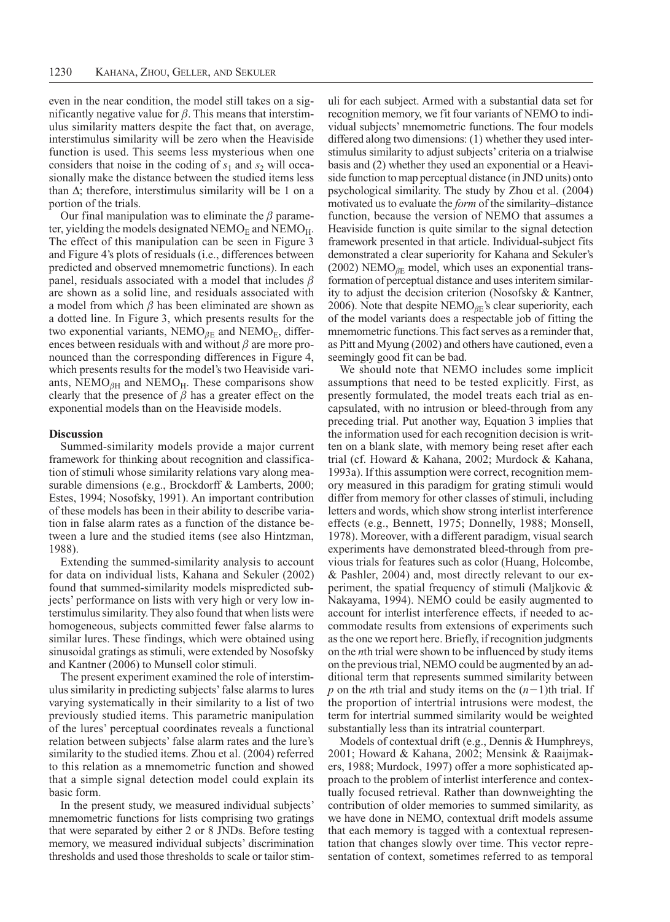even in the near condition, the model still takes on a significantly negative value for $\beta$. This means that interstimulus similarity matters despite the fact that, on average, interstimulus similarity will be zero when the Heaviside function is used. This seems less mysterious when one considers that noise in the coding of $s_1$ and $s_2$ will occasionally make the distance between the studied items less than $\Delta$; therefore, interstimulus similarity will be 1 on a portion of the trials.

Our final manipulation was to eliminate the $\beta$ parameter, yielding the models designated $\text{NEMO}_{\text{E}}$ and $\text{NEMO}_{\text{H}}$. The effect of this manipulation can be seen in Figure 3 and Figure 4's plots of residuals (i.e., differences between predicted and observed mnemometric functions). In each panel, residuals associated with a model that includes $\beta$ are shown as a solid line, and residuals associated with a model from which $\beta$ has been eliminated are shown as a dotted line. In Figure 3, which presents results for the two exponential variants, $\text{NEMO}_{\beta\text{E}}$ and $\text{NEMO}_{\text{E}}$, differences between residuals with and without $\beta$ are more pronounced than the corresponding differences in Figure 4, which presents results for the model's two Heaviside variants, $\text{NEMO}_{\beta\text{H}}$ and $\text{NEMO}_{\text{H}}$. These comparisons show clearly that the presence of $\beta$ has a greater effect on the exponential models than on the Heaviside models.

### Discussion

Summed-similarity models provide a major current framework for thinking about recognition and classification of stimuli whose similarity relations vary along measurable dimensions (e.g., Brockdorff & Lamberts, 2000; Estes, 1994; Nosofsky, 1991). An important contribution of these models has been in their ability to describe variation in false alarm rates as a function of the distance between a lure and the studied items (see also Hintzman, 1988).

Extending the summed-similarity analysis to account for data on individual lists, Kahana and Sekuler (2002) found that summed-similarity models mispredicted subjects' performance on lists with very high or very low interstimulus similarity. They also found that when lists were homogeneous, subjects committed fewer false alarms to similar lures. These findings, which were obtained using sinusoidal gratings as stimuli, were extended by Nosofsky and Kantner (2006) to Munsell color stimuli.

The present experiment examined the role of interstimulus similarity in predicting subjects' false alarms to lures varying systematically in their similarity to a list of two previously studied items. This parametric manipulation of the lures' perceptual coordinates reveals a functional relation between subjects' false alarm rates and the lure's similarity to the studied items. Zhou et al. (2004) referred to this relation as a mnemometric function and showed that a simple signal detection model could explain its basic form.

In the present study, we measured individual subjects' mnemometric functions for lists comprising two gratings that were separated by either 2 or 8 JNDs. Before testing memory, we measured individual subjects' discrimination thresholds and used those thresholds to scale or tailor stimuli for each subject. Armed with a substantial data set for recognition memory, we fit four variants of NEMO to individual subjects' mnemometric functions. The four models differed along two dimensions: (1) whether they used interstimulus similarity to adjust subjects' criteria on a trialwise basis and (2) whether they used an exponential or a Heaviside function to map perceptual distance (in JND units) onto psychological similarity. The study by Zhou et al. (2004) motivated us to evaluate the *form* of the similarity–distance function, because the version of NEMO that assumes a Heaviside function is quite similar to the signal detection framework presented in that article. Individual-subject fits demonstrated a clear superiority for Kahana and Sekuler's (2002) $\text{NEMO}_{\beta\text{E}}$ model, which uses an exponential transformation of perceptual distance and uses interitem similarity to adjust the decision criterion (Nosofsky & Kantner, 2006). Note that despite $\text{NEMO}_{\beta\text{E}}$'s clear superiority, each of the model variants does a respectable job of fitting the mnemometric functions. This fact serves as a reminder that, as Pitt and Myung (2002) and others have cautioned, even a seemingly good fit can be bad.

We should note that NEMO includes some implicit assumptions that need to be tested explicitly. First, as presently formulated, the model treats each trial as encapsulated, with no intrusion or bleed-through from any preceding trial. Put another way, Equation 3 implies that the information used for each recognition decision is written on a blank slate, with memory being reset after each trial (cf. Howard & Kahana, 2002; Murdock & Kahana, 1993a). If this assumption were correct, recognition memory measured in this paradigm for grating stimuli would differ from memory for other classes of stimuli, including letters and words, which show strong interlist interference effects (e.g., Bennett, 1975; Donnelly, 1988; Monsell, 1978). Moreover, with a different paradigm, visual search experiments have demonstrated bleed-through from previous trials for features such as color (Huang, Holcombe, & Pashler, 2004) and, most directly relevant to our experiment, the spatial frequency of stimuli (Maljkovic & Nakayama, 1994). NEMO could be easily augmented to account for interlist interference effects, if needed to accommodate results from extensions of experiments such as the one we report here. Briefly, if recognition judgments on the $n$th trial were shown to be influenced by study items on the previous trial, NEMO could be augmented by an additional term that represents summed similarity between $p$ on the $n$th trial and study items on the $(n-1)$th trial. If the proportion of intertrial intrusions were modest, the term for intertrial summed similarity would be weighted substantially less than its intratrial counterpart.

Models of contextual drift (e.g., Dennis & Humphreys, 2001; Howard & Kahana, 2002; Mensink & Raaijmakers, 1988; Murdock, 1997) offer a more sophisticated approach to the problem of interlist interference and contextually focused retrieval. Rather than downweighting the contribution of older memories to summed similarity, as we have done in NEMO, contextual drift models assume that each memory is tagged with a contextual representation that changes slowly over time. This vector representation of context, sometimes referred to as temporal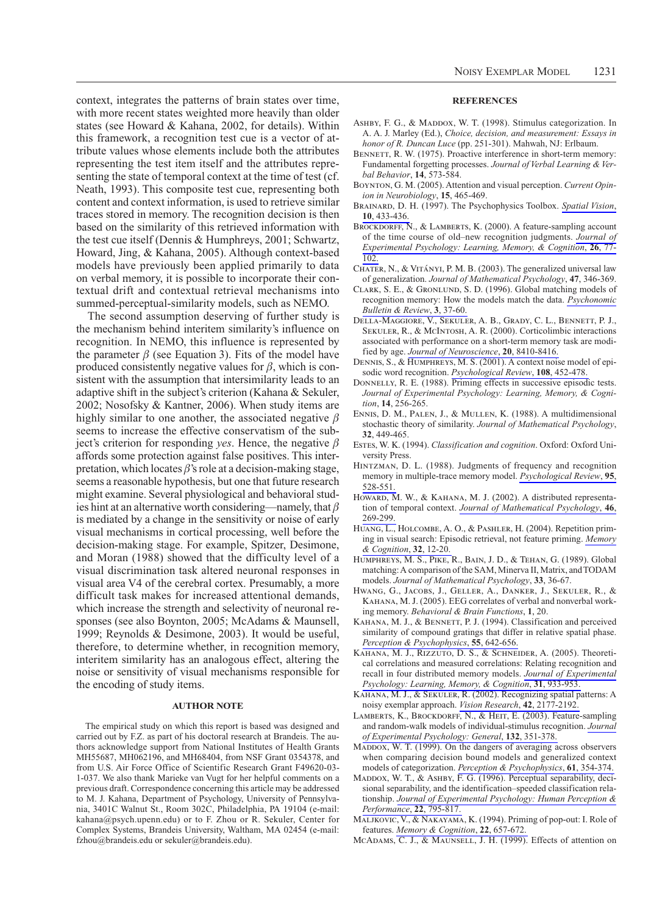context, integrates the patterns of brain states over time, with more recent states weighted more heavily than older states (see Howard & Kahana, 2002, for details). Within this framework, a recognition test cue is a vector of attribute values whose elements include both the attributes representing the test item itself and the attributes representing the state of temporal context at the time of test (cf. Neath, 1993). This composite test cue, representing both content and context information, is used to retrieve similar traces stored in memory. The recognition decision is then based on the similarity of this retrieved information with the test cue itself (Dennis & Humphreys, 2001; Schwartz, Howard, Jing, & Kahana, 2005). Although context-based models have previously been applied primarily to data on verbal memory, it is possible to incorporate their contextual drift and contextual retrieval mechanisms into summed-perceptual-similarity models, such as NEMO.

The second assumption deserving of further study is the mechanism behind interitem similarity's influence on recognition. In NEMO, this influence is represented by the parameter $\beta$ (see Equation 3). Fits of the model have produced consistently negative values for $\beta$, which is consistent with the assumption that intersimilarity leads to an adaptive shift in the subject's criterion (Kahana & Sekuler, 2002; Nosofsky & Kantner, 2006). When study items are highly similar to one another, the associated negative $\beta$ seems to increase the effective conservatism of the subject's criterion for responding *yes*. Hence, the negative $\beta$ affords some protection against false positives. This interpretation, which locates $\beta$'s role at a decision-making stage, seems a reasonable hypothesis, but one that future research might examine. Several physiological and behavioral studies hint at an alternative worth considering—namely, that $\beta$ is mediated by a change in the sensitivity or noise of early visual mechanisms in cortical processing, well before the decision-making stage. For example, Spitzer, Desimone, and Moran (1988) showed that the difficulty level of a visual discrimination task altered neuronal responses in visual area V4 of the cerebral cortex. Presumably, a more difficult task makes for increased attentional demands, which increase the strength and selectivity of neuronal responses (see also Boynton, 2005; McAdams & Maunsell, 1999; Reynolds & Desimone, 2003). It would be useful, therefore, to determine whether, in recognition memory, interitem similarity has an analogous effect, altering the noise or sensitivity of visual mechanisms responsible for the encoding of study items.

## AUTHOR NOTE

The empirical study on which this report is based was designed and carried out by F.Z. as part of his doctoral research at Brandeis. The authors acknowledge support from National Institutes of Health Grants MH55687, MH062196, and MH68404, from NSF Grant 0354378, and from U.S. Air Force Office of Scientific Research Grant F49620-03-1-037. We also thank Marieke van Vugt for her helpful comments on a previous draft. Correspondence concerning this article may be addressed to M. J. Kahana, Department of Psychology, University of Pennsylvania, 3401C Walnut St., Room 302C, Philadelphia, PA 19104 (e-mail: kahana@psych.upenn.edu) or to F. Zhou or R. Sekuler, Center for Complex Systems, Brandeis University, Waltham, MA 02454 (e-mail: fzhou@brandeis.edu or sekuler@brandeis.edu).

## REFERENCES

Ashby, F. G., & Maddox, W. T. (1998). Stimulus categorization. In A. A. J. Marley (Ed.), *Choice, decision, and measurement: Essays in honor of R. Duncan Luce* (pp. 251-301). Mahwah, NJ: Erlbaum.

Bennett, R. W. (1975). Proactive interference in short-term memory: Fundamental forgetting processes. *Journal of Verbal Learning & Verbal Behavior*, **14**, 573-584.

Boynton, G. M. (2005). Attention and visual perception. *Current Opinion in Neurobiology*, **15**, 465-469.

Brainard, D. H. (1997). The Psychophysics Toolbox. *Spatial Vision*, **10**, 433-436.

Brockdorff, N., & Lamberts, K. (2000). A feature-sampling account of the time course of old–new recognition judgments. *Journal of Experimental Psychology: Learning, Memory, & Cognition*, **26**, 77-102.

Chater, N., & Vitányi, P. M. B. (2003). The generalized universal law of generalization. *Journal of Mathematical Psychology*, **47**, 346-369.

Clark, S. E., & Gronlund, S. D. (1996). Global matching models of recognition memory: How the models match the data. *Psychonomic Bulletin & Review*, **3**, 37-60.

Della-Maggiore, V., Sekuler, A. B., Grady, C. L., Bennett, P. J., Sekuler, R., & McIntosh, A. R. (2000). Corticolimbic interactions associated with performance on a short-term memory task are modified by age. *Journal of Neuroscience*, **20**, 8410-8416.

Dennis, S., & Humphreys, M. S. (2001). A context noise model of episodic word recognition. *Psychological Review*, **108**, 452-478.

Donnelly, R. E. (1988). Priming effects in successive episodic tests. *Journal of Experimental Psychology: Learning, Memory, & Cognition*, **14**, 256-265.

Ennis, D. M., Palen, J., & Mullen, K. (1988). A multidimensional stochastic theory of similarity. *Journal of Mathematical Psychology*, **32**, 449-465.

Estes, W. K. (1994). *Classification and cognition*. Oxford: Oxford University Press.

Hintzman, D. L. (1988). Judgments of frequency and recognition memory in multiple-trace memory model. *Psychological Review*, **95**, 528-551.

Howard, M. W., & Kahana, M. J. (2002). A distributed representation of temporal context. *Journal of Mathematical Psychology*, **46**, 269-299.

Huang, L., Holcombe, A. O., & Pashler, H. (2004). Repetition priming in visual search: Episodic retrieval, not feature priming. *Memory & Cognition*, **32**, 12-20.

Humphreys, M. S., Pike, R., Bain, J. D., & Tehan, G. (1989). Global matching: A comparison of the SAM, Minerva II, Matrix, and TODAM models. *Journal of Mathematical Psychology*, **33**, 36-67.

Hwang, G., Jacobs, J., Geller, A., Danker, J., Sekuler, R., & Kahana, M. J. (2005). EEG correlates of verbal and nonverbal working memory. *Behavioral & Brain Functions*, **1**, 20.

Kahana, M. J., & Bennett, P. J. (1994). Classification and perceived similarity of compound gratings that differ in relative spatial phase. *Perception & Psychophysics*, **55**, 642-656.

Kahana, M. J., Rizzuto, D. S., & Schneider, A. (2005). Theoretical correlations and measured correlations: Relating recognition and recall in four distributed memory models. *Journal of Experimental Psychology: Learning, Memory, & Cognition*, **31**, 933-953.

Kahana, M. J., & Sekuler, R. (2002). Recognizing spatial patterns: A noisy exemplar approach. *Vision Research*, **42**, 2177-2192.

Lamberts, K., Brockdorff, N., & Heit, E. (2003). Feature-sampling and random-walk models of individual-stimulus recognition. *Journal of Experimental Psychology: General*, **132**, 351-378.

Maddox, W. T. (1999). On the dangers of averaging across observers when comparing decision bound models and generalized context models of categorization. *Perception & Psychophysics*, **61**, 354-374.

Maddox, W. T., & Ashby, F. G. (1996). Perceptual separability, decisional separability, and the identification–speeded classification relationship. *Journal of Experimental Psychology: Human Perception & Performance*, **22**, 795-817.

Maljkovic, V., & Nakayama, K. (1994). Priming of pop-out: I. Role of features. *Memory & Cognition*, **22**, 657-672.

McAdams, C. J., & Maunsell, J. H. (1999). Effects of attention on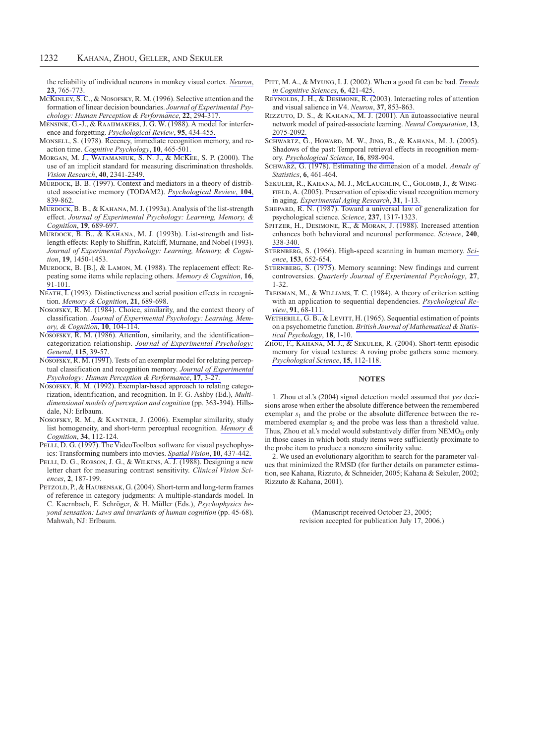the reliability of individual neurons in monkey visual cortex. *Neuron*, **23**, 765-773.

McKinley, S. C., & Nosofsky, R. M. (1996). Selective attention and the formation of linear decision boundaries. *Journal of Experimental Psychology: Human Perception & Performance*, **22**, 294-317.

Mensink, G.-J., & Raaijmakers, J. G. W. (1988). A model for interference and forgetting. *Psychological Review*, **95**, 434-455.

Monsell, S. (1978). Recency, immediate recognition memory, and reaction time. *Cognitive Psychology*, **10**, 465-501.

Morgan, M. J., Watamaniuk, S. N. J., & McKee, S. P. (2000). The use of an implicit standard for measuring discrimination thresholds. *Vision Research*, **40**, 2341-2349.

Murdock, B. B. (1997). Context and mediators in a theory of distributed associative memory (TODAM2). *Psychological Review*, **104**, 839-862.

Murdock, B. B., & Kahana, M. J. (1993a). Analysis of the list-strength effect. *Journal of Experimental Psychology: Learning, Memory, & Cognition*, **19**, 689-697.

Murdock, B. B., & Kahana, M. J. (1993b). List-strength and list-length effects: Reply to Shiffrin, Ratcliff, Murnane, and Nobel (1993). *Journal of Experimental Psychology: Learning, Memory, & Cognition*, **19**, 1450-1453.

Murdock, B. B[.], & Lamon, M. (1988). The replacement effect: Repeating some items while replacing others. *Memory & Cognition*, **16**, 91-101.

Neath, I. (1993). Distinctiveness and serial position effects in recognition. *Memory & Cognition*, **21**, 689-698.

Nosofsky, R. M. (1984). Choice, similarity, and the context theory of classification. *Journal of Experimental Psychology: Learning, Memory, & Cognition*, **10**, 104-114.

Nosofsky, R. M. (1986). Attention, similarity, and the identification–categorization relationship. *Journal of Experimental Psychology: General*, **115**, 39-57.

Nosofsky, R. M. (1991). Tests of an exemplar model for relating perceptual classification and recognition memory. *Journal of Experimental Psychology: Human Perception & Performance*, **17**, 3-27.

Nosofsky, R. M. (1992). Exemplar-based approach to relating categorization, identification, and recognition. In F. G. Ashby (Ed.), *Multidimensional models of perception and cognition* (pp. 363-394). Hillsdale, NJ: Erlbaum.

Nosofsky, R. M., & Kantner, J. (2006). Exemplar similarity, study list homogeneity, and short-term perceptual recognition. *Memory & Cognition*, **34**, 112-124.

Pelli, D. G. (1997). The VideoToolbox software for visual psychophysics: Transforming numbers into movies. *Spatial Vision*, **10**, 437-442.

Pelli, D. G., Robson, J. G., & Wilkins, A. J. (1988). Designing a new letter chart for measuring contrast sensitivity. *Clinical Vision Sciences*, **2**, 187-199.

Petzold, P., & Haubensak, G. (2004). Short-term and long-term frames of reference in category judgments: A multiple-standards model. In C. Kaernbach, E. Schröger, & H. Müller (Eds.), *Psychophysics beyond sensation: Laws and invariants of human cognition* (pp. 45-68). Mahwah, NJ: Erlbaum.

Pitt, M. A., & Myung, I. J. (2002). When a good fit can be bad. *Trends in Cognitive Sciences*, **6**, 421-425.

Reynolds, J. H., & Desimone, R. (2003). Interacting roles of attention and visual salience in V4. *Neuron*, **37**, 853-863.

Rizzuto, D. S., & Kahana, M. J. (2001). An autoassociative neural network model of paired-associate learning. *Neural Computation*, **13**, 2075-2092.

Schwartz, G., Howard, M. W., Jing, B., & Kahana, M. J. (2005). Shadows of the past: Temporal retrieval effects in recognition memory. *Psychological Science*, **16**, 898-904.

Schwarz, G. (1978). Estimating the dimension of a model. *Annals of Statistics*, **6**, 461-464.

Sekuler, R., Kahana, M. J., McLaughlin, C., Golomb, J., & Wingfield, A. (2005). Preservation of episodic visual recognition memory in aging. *Experimental Aging Research*, **31**, 1-13.

Shepard, R. N. (1987). Toward a universal law of generalization for psychological science. *Science*, **237**, 1317-1323.

Spitzer, H., Desimone, R., & Moran, J. (1988). Increased attention enhances both behavioral and neuronal performance. *Science*, **240**, 338-340.

Sternberg, S. (1966). High-speed scanning in human memory. *Science*, **153**, 652-654.

Sternberg, S. (1975). Memory scanning: New findings and current controversies. *Quarterly Journal of Experimental Psychology*, **27**, 1-32.

Treisman, M., & Williams, T. C. (1984). A theory of criterion setting with an application to sequential dependencies. *Psychological Review*, **91**, 68-111.

Wetherill, G. B., & Levitt, H. (1965). Sequential estimation of points on a psychometric function. *British Journal of Mathematical & Statistical Psychology*, **18**, 1-10.

Zhou, F., Kahana, M. J., & Sekuler, R. (2004). Short-term episodic memory for visual textures: A roving probe gathers some memory. *Psychological Science*, **15**, 112-118.

## NOTES

1. Zhou et al.'s (2004) signal detection model assumed that *yes* decisions arose when either the absolute difference between the remembered exemplar $s_1$ and the probe or the absolute difference between the remembered exemplar $s_2$ and the probe was less than a threshold value. Thus, Zhou et al.'s model would substantively differ from NEMO$_H$ only in those cases in which both study items were sufficiently proximate to the probe item to produce a nonzero similarity value.

2. We used an evolutionary algorithm to search for the parameter values that minimized the RMSD (for further details on parameter estimation, see Kahana, Rizzuto, & Schneider, 2005; Kahana & Sekuler, 2002; Rizzuto & Kahana, 2001).

(Manuscript received October 23, 2005;
revision accepted for publication July 17, 2006.)